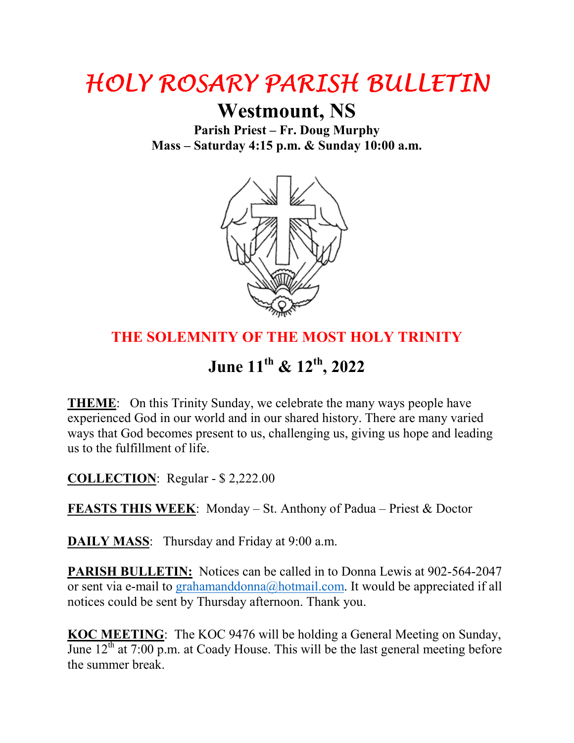# HOLY ROSARY PARISH BULLETIN

## Westmount, NS

**Parish Priest – Fr. Doug Murphy**
**Mass – Saturday 4:15 p.m. & Sunday 10:00 a.m.**

## THE SOLEMNITY OF THE MOST HOLY TRINITY

## June 11th & 12th, 2022

**THEME**: On this Trinity Sunday, we celebrate the many ways people have experienced God in our world and in our shared history. There are many varied ways that God becomes present to us, challenging us, giving us hope and leading us to the fulfillment of life.

**COLLECTION**: Regular - $ 2,222.00

**FEASTS THIS WEEK**: Monday – St. Anthony of Padua – Priest & Doctor

**DAILY MASS**: Thursday and Friday at 9:00 a.m.

**PARISH BULLETIN:** Notices can be called in to Donna Lewis at 902-564-2047 or sent via e-mail to grahamanddonna@hotmail.com. It would be appreciated if all notices could be sent by Thursday afternoon. Thank you.

**KOC MEETING**: The KOC 9476 will be holding a General Meeting on Sunday, June 12th at 7:00 p.m. at Coady House. This will be the last general meeting before the summer break.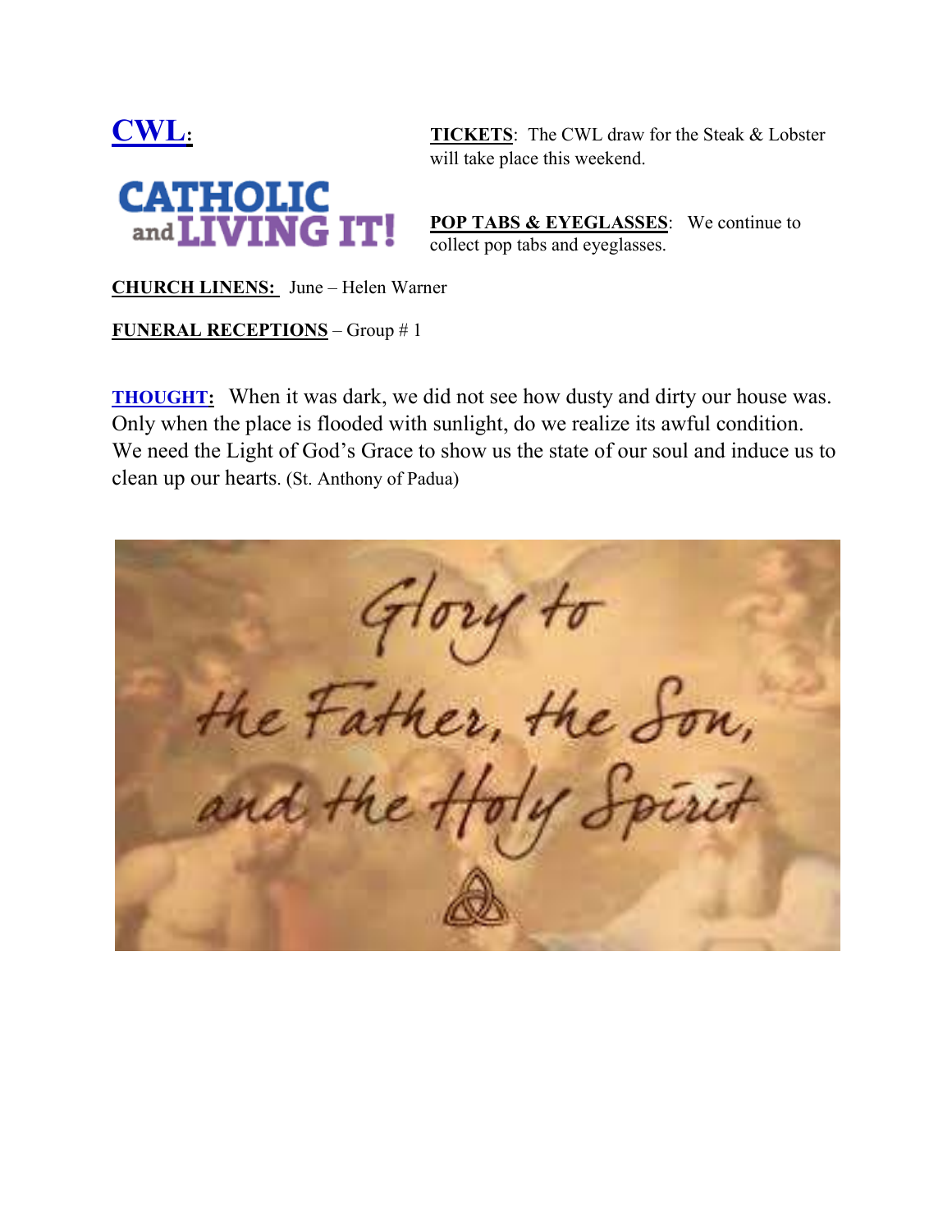## CWL:

**TICKETS**: The CWL draw for the Steak & Lobster will take place this weekend.

**POP TABS & EYEGLASSES**: We continue to collect pop tabs and eyeglasses.

**CHURCH LINENS:** June – Helen Warner

**FUNERAL RECEPTIONS** – Group # 1

**THOUGHT:** When it was dark, we did not see how dusty and dirty our house was. Only when the place is flooded with sunlight, do we realize its awful condition. We need the Light of God's Grace to show us the state of our soul and induce us to clean up our hearts. (St. Anthony of Padua)